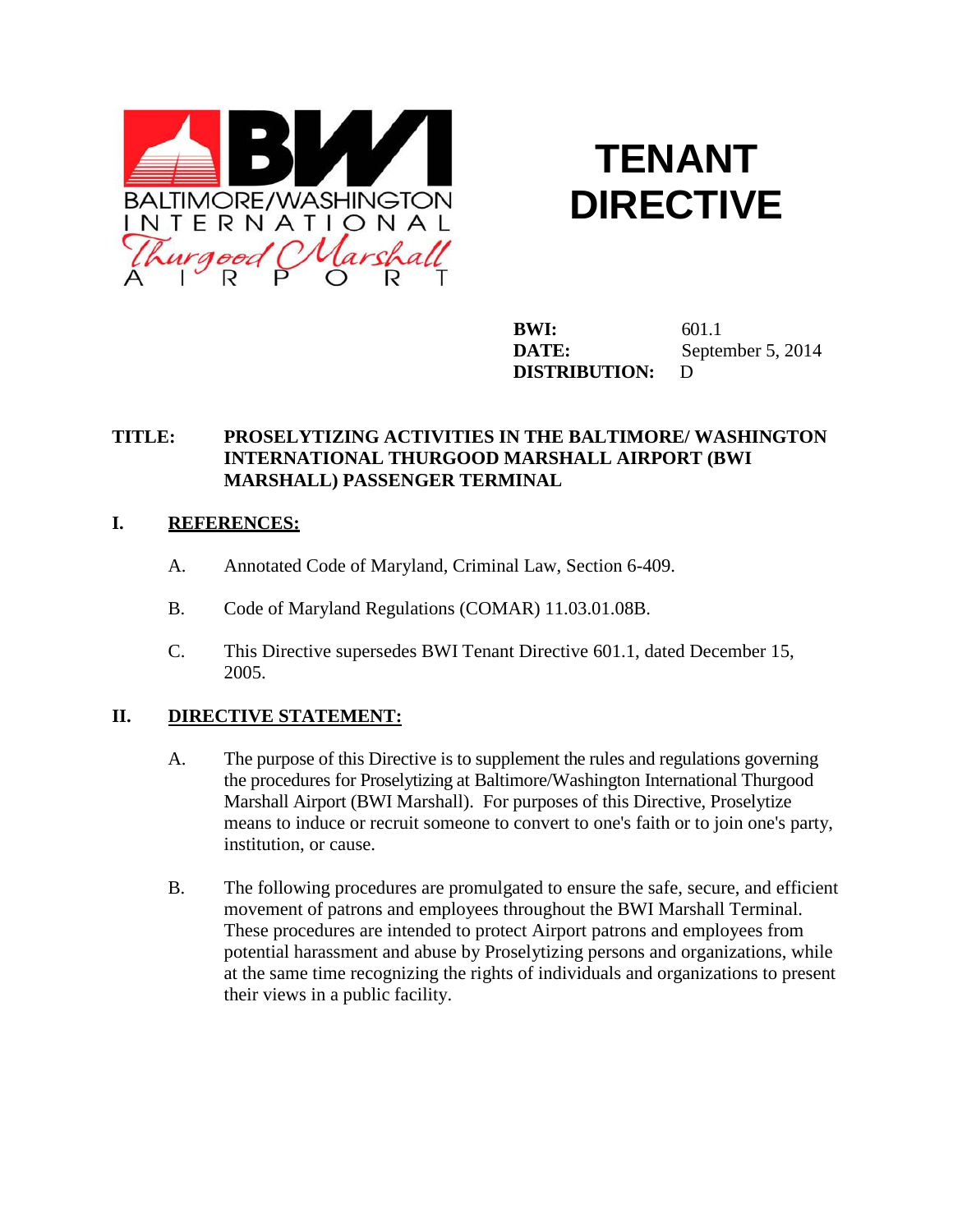BALTIMORE/WASHINGTON INTERNATIONAL Thurgood Marshall AIRPORT

# TENANT DIRECTIVE

**BWI:** 601.1
**DATE:** September 5, 2014
**DISTRIBUTION:** D

**TITLE: PROSELYTIZING ACTIVITIES IN THE BALTIMORE/ WASHINGTON INTERNATIONAL THURGOOD MARSHALL AIRPORT (BWI MARSHALL) PASSENGER TERMINAL**

## I. REFERENCES:

A. Annotated Code of Maryland, Criminal Law, Section 6-409.

B. Code of Maryland Regulations (COMAR) 11.03.01.08B.

C. This Directive supersedes BWI Tenant Directive 601.1, dated December 15, 2005.

## II. DIRECTIVE STATEMENT:

A. The purpose of this Directive is to supplement the rules and regulations governing the procedures for Proselytizing at Baltimore/Washington International Thurgood Marshall Airport (BWI Marshall). For purposes of this Directive, Proselytize means to induce or recruit someone to convert to one's faith or to join one's party, institution, or cause.

B. The following procedures are promulgated to ensure the safe, secure, and efficient movement of patrons and employees throughout the BWI Marshall Terminal. These procedures are intended to protect Airport patrons and employees from potential harassment and abuse by Proselytizing persons and organizations, while at the same time recognizing the rights of individuals and organizations to present their views in a public facility.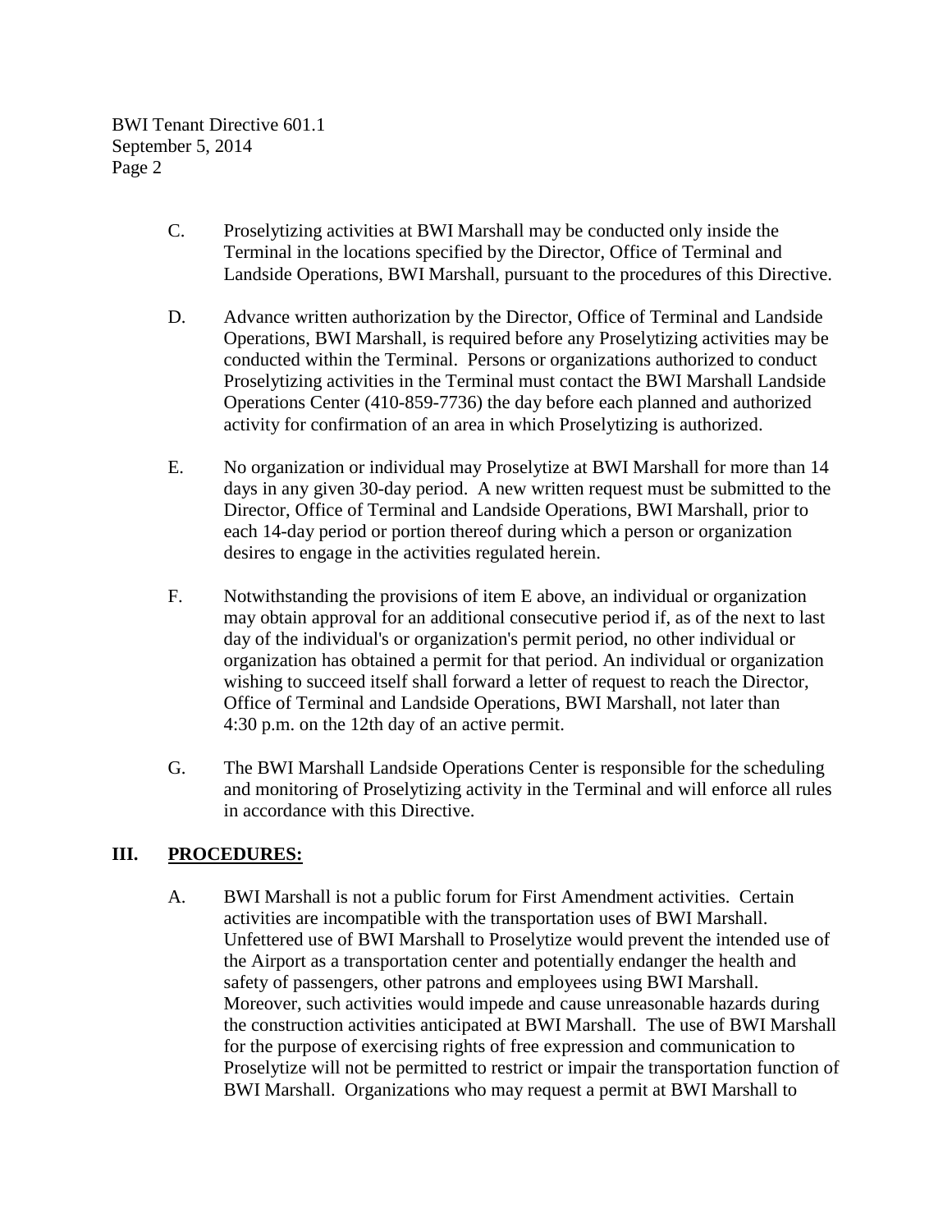C. Proselytizing activities at BWI Marshall may be conducted only inside the Terminal in the locations specified by the Director, Office of Terminal and Landside Operations, BWI Marshall, pursuant to the procedures of this Directive.

D. Advance written authorization by the Director, Office of Terminal and Landside Operations, BWI Marshall, is required before any Proselytizing activities may be conducted within the Terminal. Persons or organizations authorized to conduct Proselytizing activities in the Terminal must contact the BWI Marshall Landside Operations Center (410-859-7736) the day before each planned and authorized activity for confirmation of an area in which Proselytizing is authorized.

E. No organization or individual may Proselytize at BWI Marshall for more than 14 days in any given 30-day period. A new written request must be submitted to the Director, Office of Terminal and Landside Operations, BWI Marshall, prior to each 14-day period or portion thereof during which a person or organization desires to engage in the activities regulated herein.

F. Notwithstanding the provisions of item E above, an individual or organization may obtain approval for an additional consecutive period if, as of the next to last day of the individual's or organization's permit period, no other individual or organization has obtained a permit for that period. An individual or organization wishing to succeed itself shall forward a letter of request to reach the Director, Office of Terminal and Landside Operations, BWI Marshall, not later than 4:30 p.m. on the 12th day of an active permit.

G. The BWI Marshall Landside Operations Center is responsible for the scheduling and monitoring of Proselytizing activity in the Terminal and will enforce all rules in accordance with this Directive.

## III. PROCEDURES:

A. BWI Marshall is not a public forum for First Amendment activities. Certain activities are incompatible with the transportation uses of BWI Marshall. Unfettered use of BWI Marshall to Proselytize would prevent the intended use of the Airport as a transportation center and potentially endanger the health and safety of passengers, other patrons and employees using BWI Marshall. Moreover, such activities would impede and cause unreasonable hazards during the construction activities anticipated at BWI Marshall. The use of BWI Marshall for the purpose of exercising rights of free expression and communication to Proselytize will not be permitted to restrict or impair the transportation function of BWI Marshall. Organizations who may request a permit at BWI Marshall to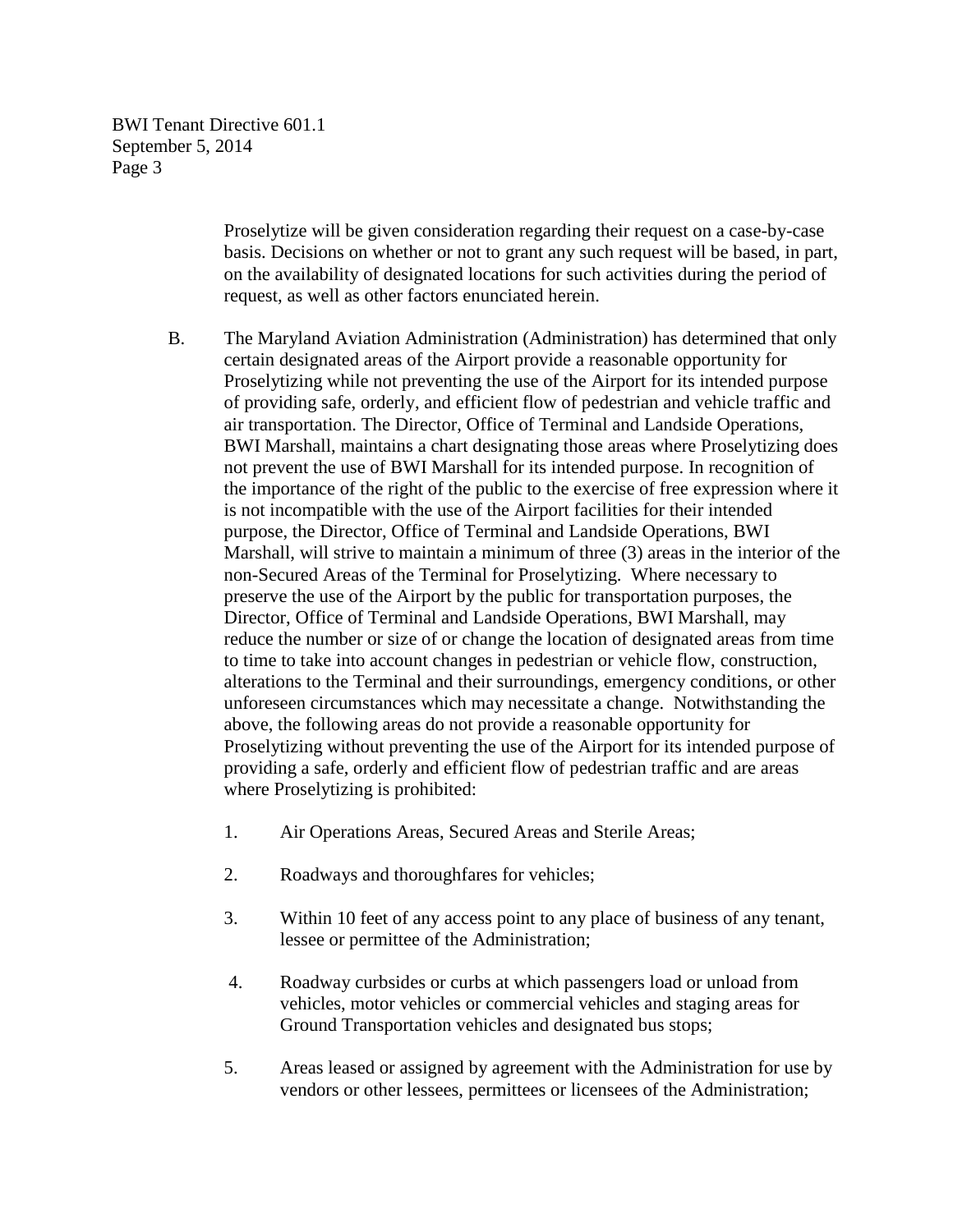Proselytize will be given consideration regarding their request on a case-by-case basis. Decisions on whether or not to grant any such request will be based, in part, on the availability of designated locations for such activities during the period of request, as well as other factors enunciated herein.

B. The Maryland Aviation Administration (Administration) has determined that only certain designated areas of the Airport provide a reasonable opportunity for Proselytizing while not preventing the use of the Airport for its intended purpose of providing safe, orderly, and efficient flow of pedestrian and vehicle traffic and air transportation. The Director, Office of Terminal and Landside Operations, BWI Marshall, maintains a chart designating those areas where Proselytizing does not prevent the use of BWI Marshall for its intended purpose. In recognition of the importance of the right of the public to the exercise of free expression where it is not incompatible with the use of the Airport facilities for their intended purpose, the Director, Office of Terminal and Landside Operations, BWI Marshall, will strive to maintain a minimum of three (3) areas in the interior of the non-Secured Areas of the Terminal for Proselytizing. Where necessary to preserve the use of the Airport by the public for transportation purposes, the Director, Office of Terminal and Landside Operations, BWI Marshall, may reduce the number or size of or change the location of designated areas from time to time to take into account changes in pedestrian or vehicle flow, construction, alterations to the Terminal and their surroundings, emergency conditions, or other unforeseen circumstances which may necessitate a change. Notwithstanding the above, the following areas do not provide a reasonable opportunity for Proselytizing without preventing the use of the Airport for its intended purpose of providing a safe, orderly and efficient flow of pedestrian traffic and are areas where Proselytizing is prohibited:

1. Air Operations Areas, Secured Areas and Sterile Areas;

2. Roadways and thoroughfares for vehicles;

3. Within 10 feet of any access point to any place of business of any tenant, lessee or permittee of the Administration;

4. Roadway curbsides or curbs at which passengers load or unload from vehicles, motor vehicles or commercial vehicles and staging areas for Ground Transportation vehicles and designated bus stops;

5. Areas leased or assigned by agreement with the Administration for use by vendors or other lessees, permittees or licensees of the Administration;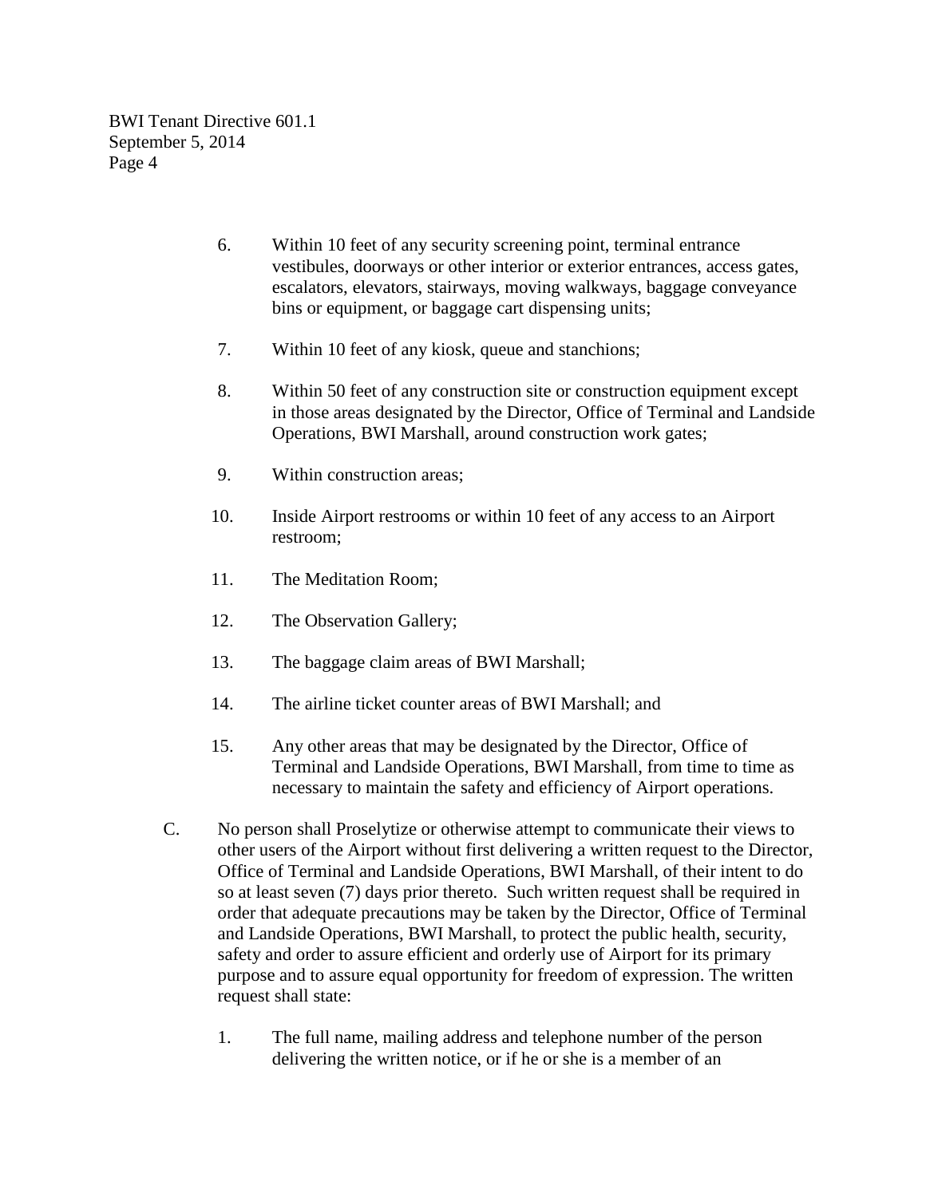6. Within 10 feet of any security screening point, terminal entrance vestibules, doorways or other interior or exterior entrances, access gates, escalators, elevators, stairways, moving walkways, baggage conveyance bins or equipment, or baggage cart dispensing units;

7. Within 10 feet of any kiosk, queue and stanchions;

8. Within 50 feet of any construction site or construction equipment except in those areas designated by the Director, Office of Terminal and Landside Operations, BWI Marshall, around construction work gates;

9. Within construction areas;

10. Inside Airport restrooms or within 10 feet of any access to an Airport restroom;

11. The Meditation Room;

12. The Observation Gallery;

13. The baggage claim areas of BWI Marshall;

14. The airline ticket counter areas of BWI Marshall; and

15. Any other areas that may be designated by the Director, Office of Terminal and Landside Operations, BWI Marshall, from time to time as necessary to maintain the safety and efficiency of Airport operations.

C. No person shall Proselytize or otherwise attempt to communicate their views to other users of the Airport without first delivering a written request to the Director, Office of Terminal and Landside Operations, BWI Marshall, of their intent to do so at least seven (7) days prior thereto. Such written request shall be required in order that adequate precautions may be taken by the Director, Office of Terminal and Landside Operations, BWI Marshall, to protect the public health, security, safety and order to assure efficient and orderly use of Airport for its primary purpose and to assure equal opportunity for freedom of expression. The written request shall state:

   1. The full name, mailing address and telephone number of the person delivering the written notice, or if he or she is a member of an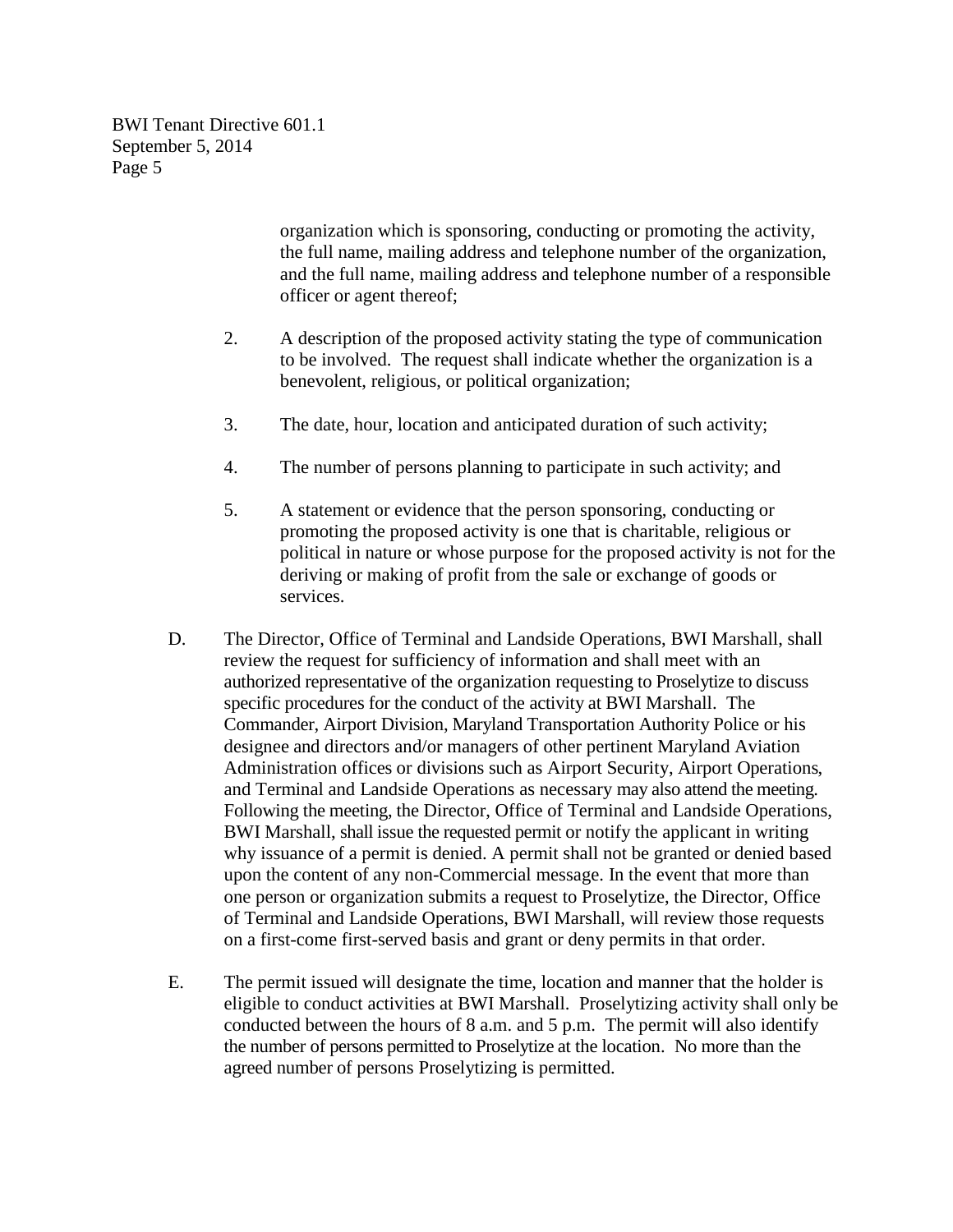organization which is sponsoring, conducting or promoting the activity, the full name, mailing address and telephone number of the organization, and the full name, mailing address and telephone number of a responsible officer or agent thereof;

2. A description of the proposed activity stating the type of communication to be involved. The request shall indicate whether the organization is a benevolent, religious, or political organization;

3. The date, hour, location and anticipated duration of such activity;

4. The number of persons planning to participate in such activity; and

5. A statement or evidence that the person sponsoring, conducting or promoting the proposed activity is one that is charitable, religious or political in nature or whose purpose for the proposed activity is not for the deriving or making of profit from the sale or exchange of goods or services.

D. The Director, Office of Terminal and Landside Operations, BWI Marshall, shall review the request for sufficiency of information and shall meet with an authorized representative of the organization requesting to Proselytize to discuss specific procedures for the conduct of the activity at BWI Marshall. The Commander, Airport Division, Maryland Transportation Authority Police or his designee and directors and/or managers of other pertinent Maryland Aviation Administration offices or divisions such as Airport Security, Airport Operations, and Terminal and Landside Operations as necessary may also attend the meeting. Following the meeting, the Director, Office of Terminal and Landside Operations, BWI Marshall, shall issue the requested permit or notify the applicant in writing why issuance of a permit is denied. A permit shall not be granted or denied based upon the content of any non-Commercial message. In the event that more than one person or organization submits a request to Proselytize, the Director, Office of Terminal and Landside Operations, BWI Marshall, will review those requests on a first-come first-served basis and grant or deny permits in that order.

E. The permit issued will designate the time, location and manner that the holder is eligible to conduct activities at BWI Marshall. Proselytizing activity shall only be conducted between the hours of 8 a.m. and 5 p.m. The permit will also identify the number of persons permitted to Proselytize at the location. No more than the agreed number of persons Proselytizing is permitted.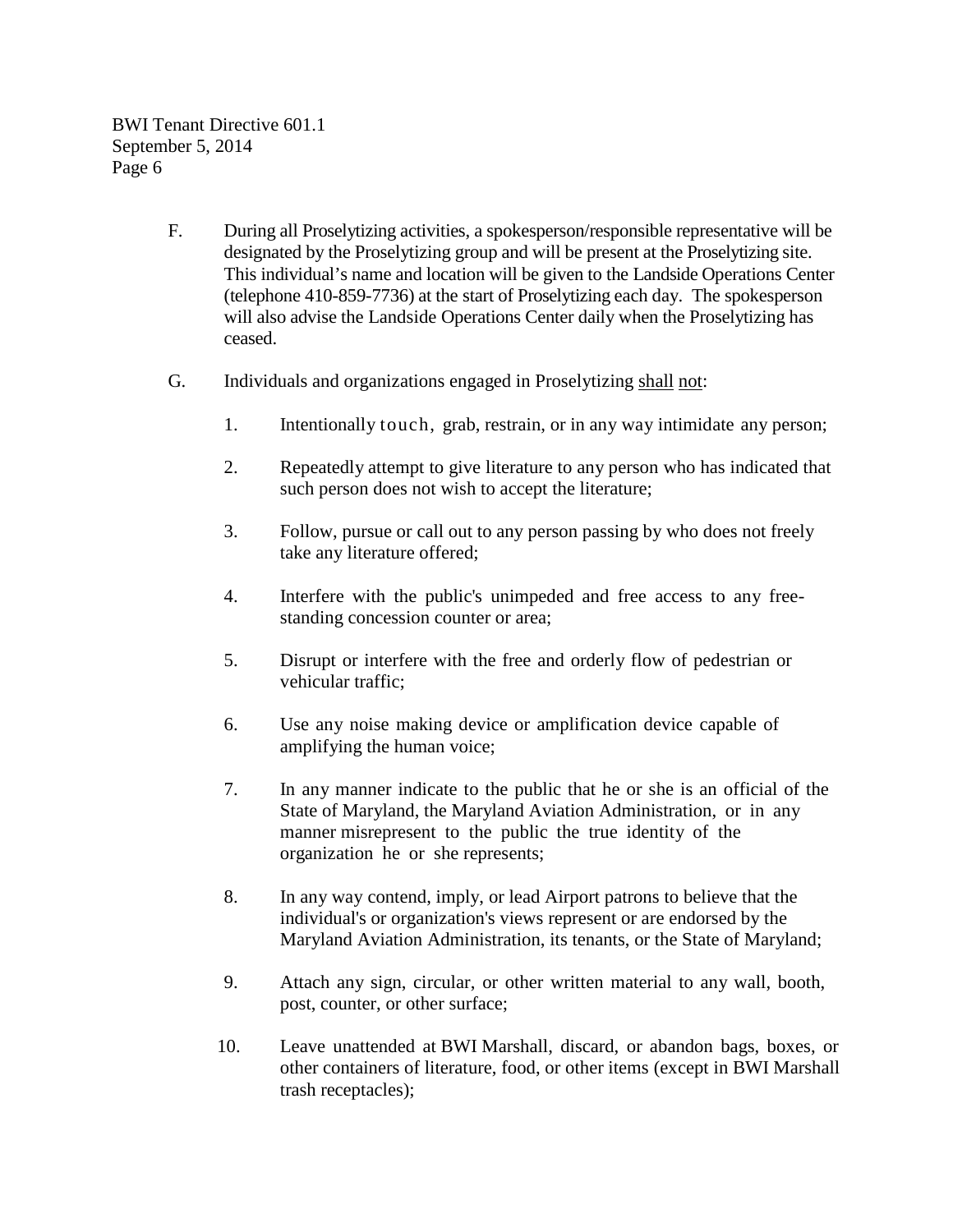F. During all Proselytizing activities, a spokesperson/responsible representative will be designated by the Proselytizing group and will be present at the Proselytizing site. This individual's name and location will be given to the Landside Operations Center (telephone 410-859-7736) at the start of Proselytizing each day. The spokesperson will also advise the Landside Operations Center daily when the Proselytizing has ceased.

G. Individuals and organizations engaged in Proselytizing <u>shall</u> <u>not</u>:

1. Intentionally touch, grab, restrain, or in any way intimidate any person;

2. Repeatedly attempt to give literature to any person who has indicated that such person does not wish to accept the literature;

3. Follow, pursue or call out to any person passing by who does not freely take any literature offered;

4. Interfere with the public's unimpeded and free access to any free-standing concession counter or area;

5. Disrupt or interfere with the free and orderly flow of pedestrian or vehicular traffic;

6. Use any noise making device or amplification device capable of amplifying the human voice;

7. In any manner indicate to the public that he or she is an official of the State of Maryland, the Maryland Aviation Administration, or in any manner misrepresent to the public the true identity of the organization he or she represents;

8. In any way contend, imply, or lead Airport patrons to believe that the individual's or organization's views represent or are endorsed by the Maryland Aviation Administration, its tenants, or the State of Maryland;

9. Attach any sign, circular, or other written material to any wall, booth, post, counter, or other surface;

10. Leave unattended at BWI Marshall, discard, or abandon bags, boxes, or other containers of literature, food, or other items (except in BWI Marshall trash receptacles);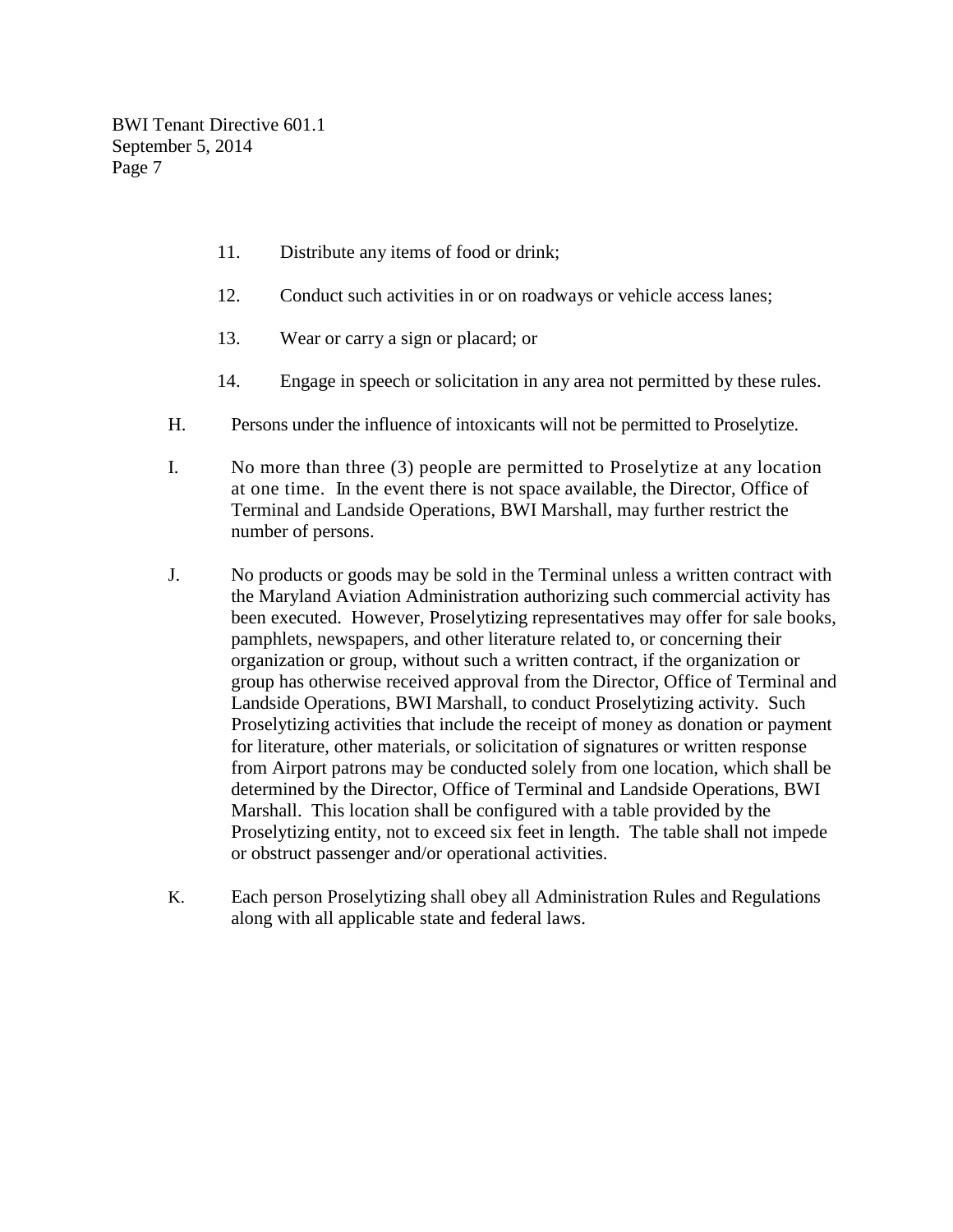11. Distribute any items of food or drink;

12. Conduct such activities in or on roadways or vehicle access lanes;

13. Wear or carry a sign or placard; or

14. Engage in speech or solicitation in any area not permitted by these rules.

H. Persons under the influence of intoxicants will not be permitted to Proselytize.

I. No more than three (3) people are permitted to Proselytize at any location at one time. In the event there is not space available, the Director, Office of Terminal and Landside Operations, BWI Marshall, may further restrict the number of persons.

J. No products or goods may be sold in the Terminal unless a written contract with the Maryland Aviation Administration authorizing such commercial activity has been executed. However, Proselytizing representatives may offer for sale books, pamphlets, newspapers, and other literature related to, or concerning their organization or group, without such a written contract, if the organization or group has otherwise received approval from the Director, Office of Terminal and Landside Operations, BWI Marshall, to conduct Proselytizing activity. Such Proselytizing activities that include the receipt of money as donation or payment for literature, other materials, or solicitation of signatures or written response from Airport patrons may be conducted solely from one location, which shall be determined by the Director, Office of Terminal and Landside Operations, BWI Marshall. This location shall be configured with a table provided by the Proselytizing entity, not to exceed six feet in length. The table shall not impede or obstruct passenger and/or operational activities.

K. Each person Proselytizing shall obey all Administration Rules and Regulations along with all applicable state and federal laws.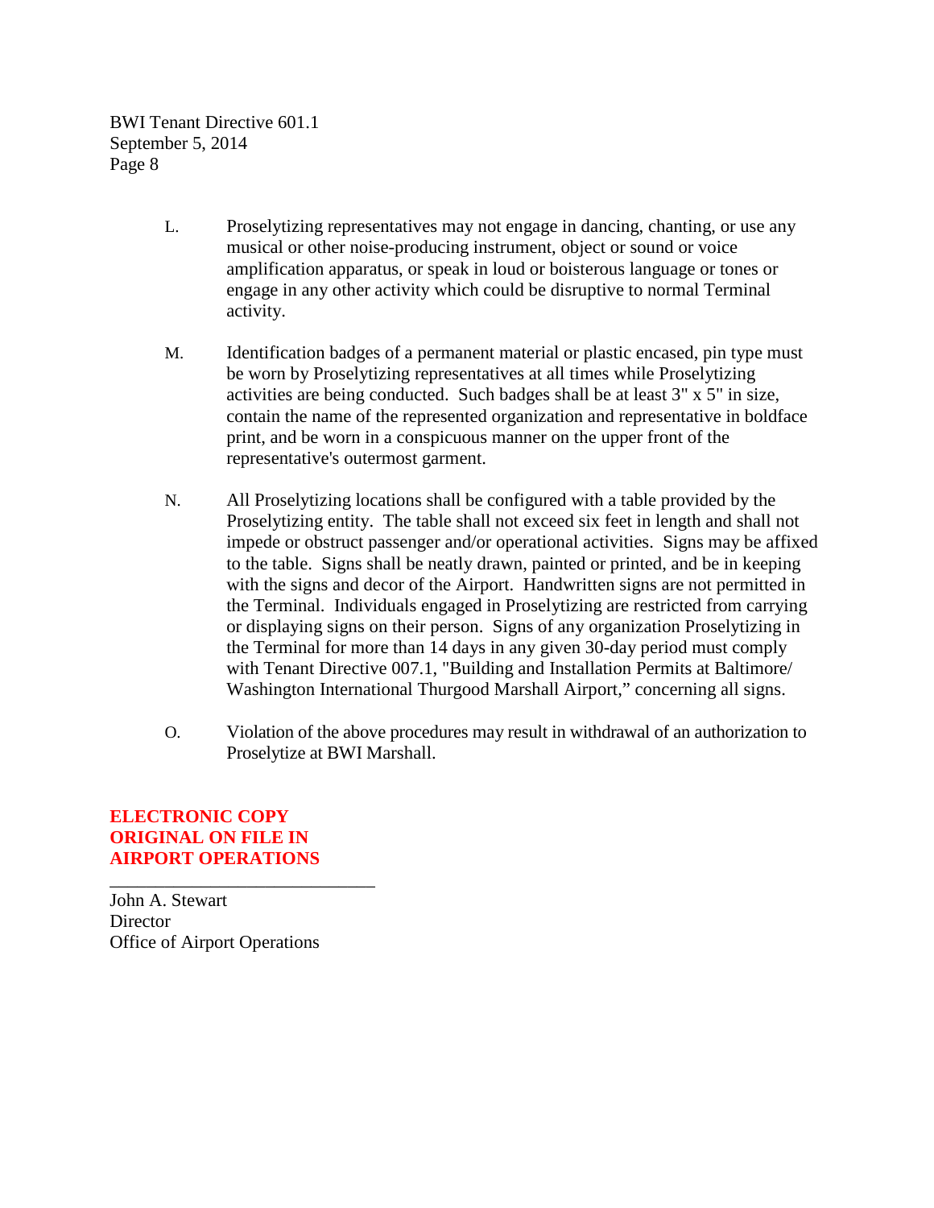L. Proselytizing representatives may not engage in dancing, chanting, or use any musical or other noise-producing instrument, object or sound or voice amplification apparatus, or speak in loud or boisterous language or tones or engage in any other activity which could be disruptive to normal Terminal activity.

M. Identification badges of a permanent material or plastic encased, pin type must be worn by Proselytizing representatives at all times while Proselytizing activities are being conducted. Such badges shall be at least 3" x 5" in size, contain the name of the represented organization and representative in boldface print, and be worn in a conspicuous manner on the upper front of the representative's outermost garment.

N. All Proselytizing locations shall be configured with a table provided by the Proselytizing entity. The table shall not exceed six feet in length and shall not impede or obstruct passenger and/or operational activities. Signs may be affixed to the table. Signs shall be neatly drawn, painted or printed, and be in keeping with the signs and decor of the Airport. Handwritten signs are not permitted in the Terminal. Individuals engaged in Proselytizing are restricted from carrying or displaying signs on their person. Signs of any organization Proselytizing in the Terminal for more than 14 days in any given 30-day period must comply with Tenant Directive 007.1, "Building and Installation Permits at Baltimore/ Washington International Thurgood Marshall Airport," concerning all signs.

O. Violation of the above procedures may result in withdrawal of an authorization to Proselytize at BWI Marshall.

**ELECTRONIC COPY**
**ORIGINAL ON FILE IN**
**AIRPORT OPERATIONS**

\_\_\_\_\_\_\_\_\_\_\_\_\_\_\_\_\_\_\_\_\_\_\_\_\_\_\_\_\_\_

John A. Stewart
Director
Office of Airport Operations